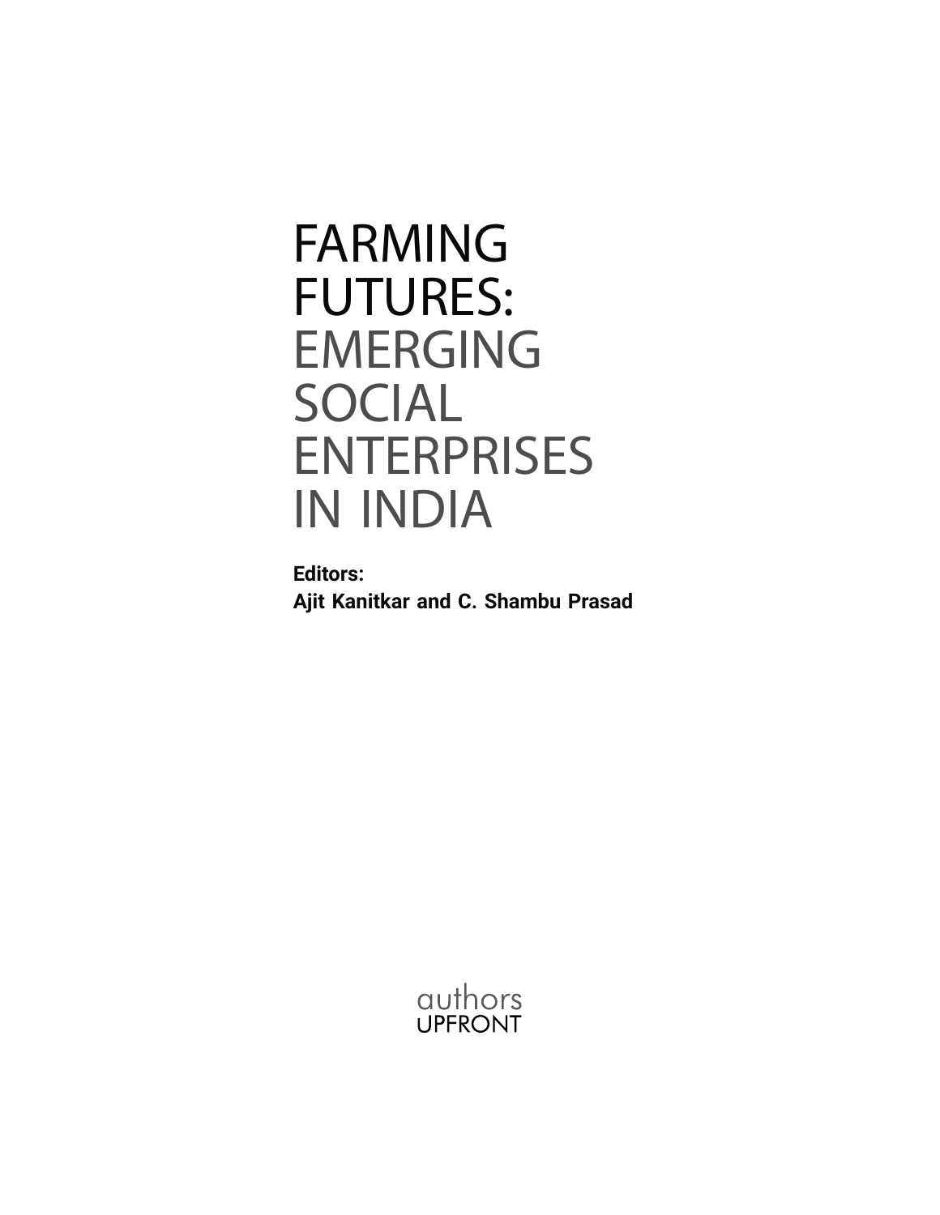# FARMING FUTURES: EMERGING SOCIAL ENTERPRISES IN INDIA

**Editors:**
**Ajit Kanitkar and C. Shambu Prasad**

authors
UPFRONT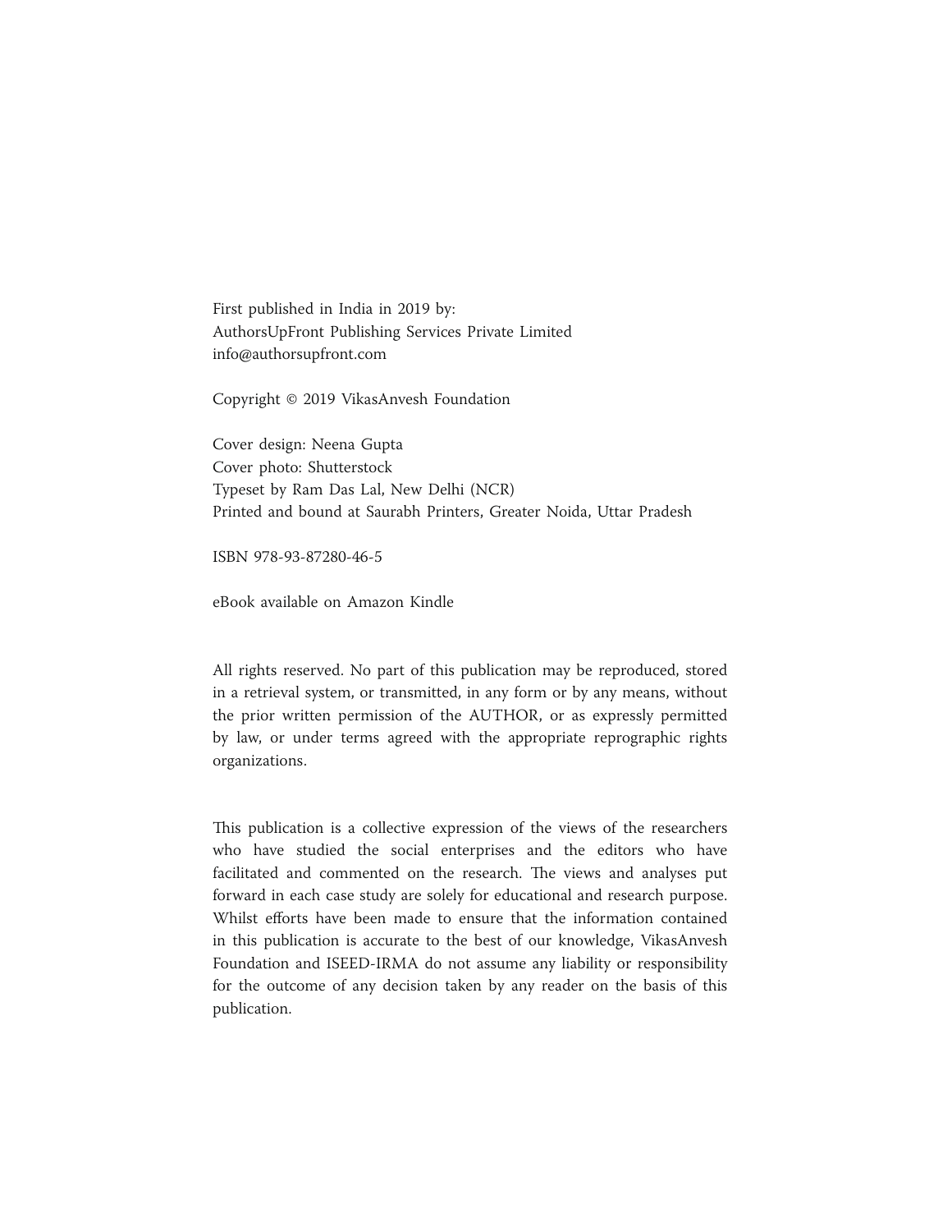First published in India in 2019 by:
AuthorsUpFront Publishing Services Private Limited
info@authorsupfront.com

Copyright © 2019 VikasAnvesh Foundation

Cover design: Neena Gupta
Cover photo: Shutterstock
Typeset by Ram Das Lal, New Delhi (NCR)
Printed and bound at Saurabh Printers, Greater Noida, Uttar Pradesh

ISBN 978-93-87280-46-5

eBook available on Amazon Kindle

All rights reserved. No part of this publication may be reproduced, stored in a retrieval system, or transmitted, in any form or by any means, without the prior written permission of the AUTHOR, or as expressly permitted by law, or under terms agreed with the appropriate reprographic rights organizations.

This publication is a collective expression of the views of the researchers who have studied the social enterprises and the editors who have facilitated and commented on the research. The views and analyses put forward in each case study are solely for educational and research purpose. Whilst efforts have been made to ensure that the information contained in this publication is accurate to the best of our knowledge, VikasAnvesh Foundation and ISEED-IRMA do not assume any liability or responsibility for the outcome of any decision taken by any reader on the basis of this publication.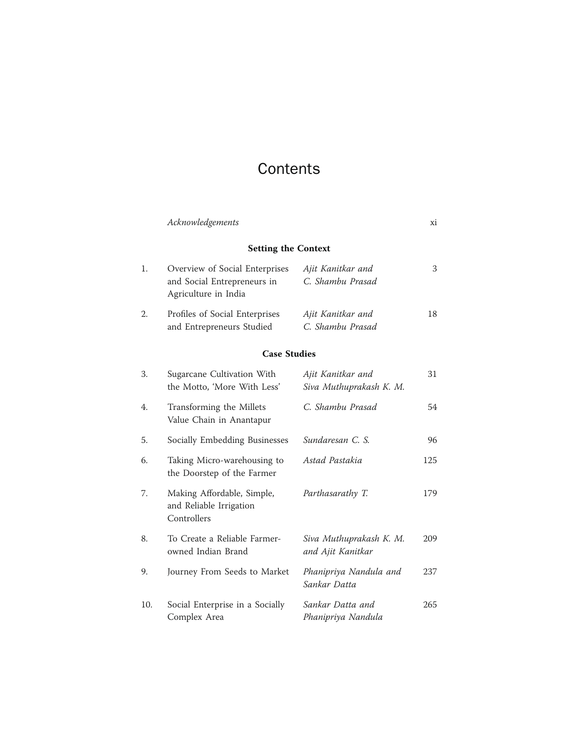# Contents

| | | | |
|---|---|---|---|
| | *Acknowledgements* | | xi |
| | **Setting the Context** | | |
| 1. | Overview of Social Enterprises and Social Entrepreneurs in Agriculture in India | *Ajit Kanitkar and C. Shambu Prasad* | 3 |
| 2. | Profiles of Social Enterprises and Entrepreneurs Studied | *Ajit Kanitkar and C. Shambu Prasad* | 18 |
| | **Case Studies** | | |
| 3. | Sugarcane Cultivation With the Motto, 'More With Less' | *Ajit Kanitkar and Siva Muthuprakash K. M.* | 31 |
| 4. | Transforming the Millets Value Chain in Anantapur | *C. Shambu Prasad* | 54 |
| 5. | Socially Embedding Businesses | *Sundaresan C. S.* | 96 |
| 6. | Taking Micro-warehousing to the Doorstep of the Farmer | *Astad Pastakia* | 125 |
| 7. | Making Affordable, Simple, and Reliable Irrigation Controllers | *Parthasarathy T.* | 179 |
| 8. | To Create a Reliable Farmer-owned Indian Brand | *Siva Muthuprakash K. M. and Ajit Kanitkar* | 209 |
| 9. | Journey From Seeds to Market | *Phanipriya Nandula and Sankar Datta* | 237 |
| 10. | Social Enterprise in a Socially Complex Area | *Sankar Datta and Phanipriya Nandula* | 265 |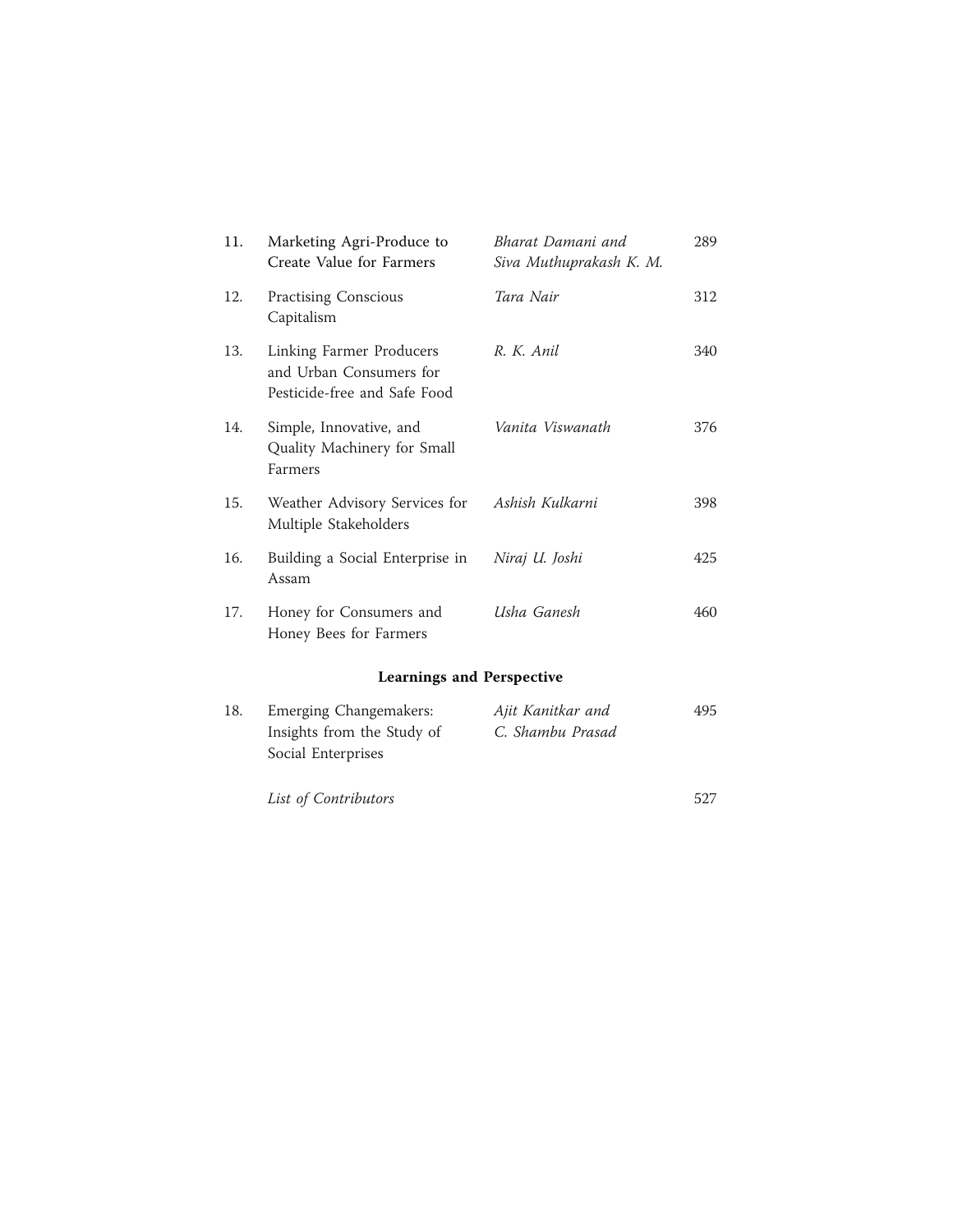| | | | |
|---|---|---|---|
| 11. | Marketing Agri-Produce to Create Value for Farmers | *Bharat Damani and Siva Muthuprakash K. M.* | 289 |
| 12. | Practising Conscious Capitalism | *Tara Nair* | 312 |
| 13. | Linking Farmer Producers and Urban Consumers for Pesticide-free and Safe Food | *R. K. Anil* | 340 |
| 14. | Simple, Innovative, and Quality Machinery for Small Farmers | *Vanita Viswanath* | 376 |
| 15. | Weather Advisory Services for Multiple Stakeholders | *Ashish Kulkarni* | 398 |
| 16. | Building a Social Enterprise in Assam | *Niraj U. Joshi* | 425 |
| 17. | Honey for Consumers and Honey Bees for Farmers | *Usha Ganesh* | 460 |

**Learnings and Perspective**

| | | | |
|---|---|---|---|
| 18. | Emerging Changemakers: Insights from the Study of Social Enterprises | *Ajit Kanitkar and C. Shambu Prasad* | 495 |
| | *List of Contributors* | | 527 |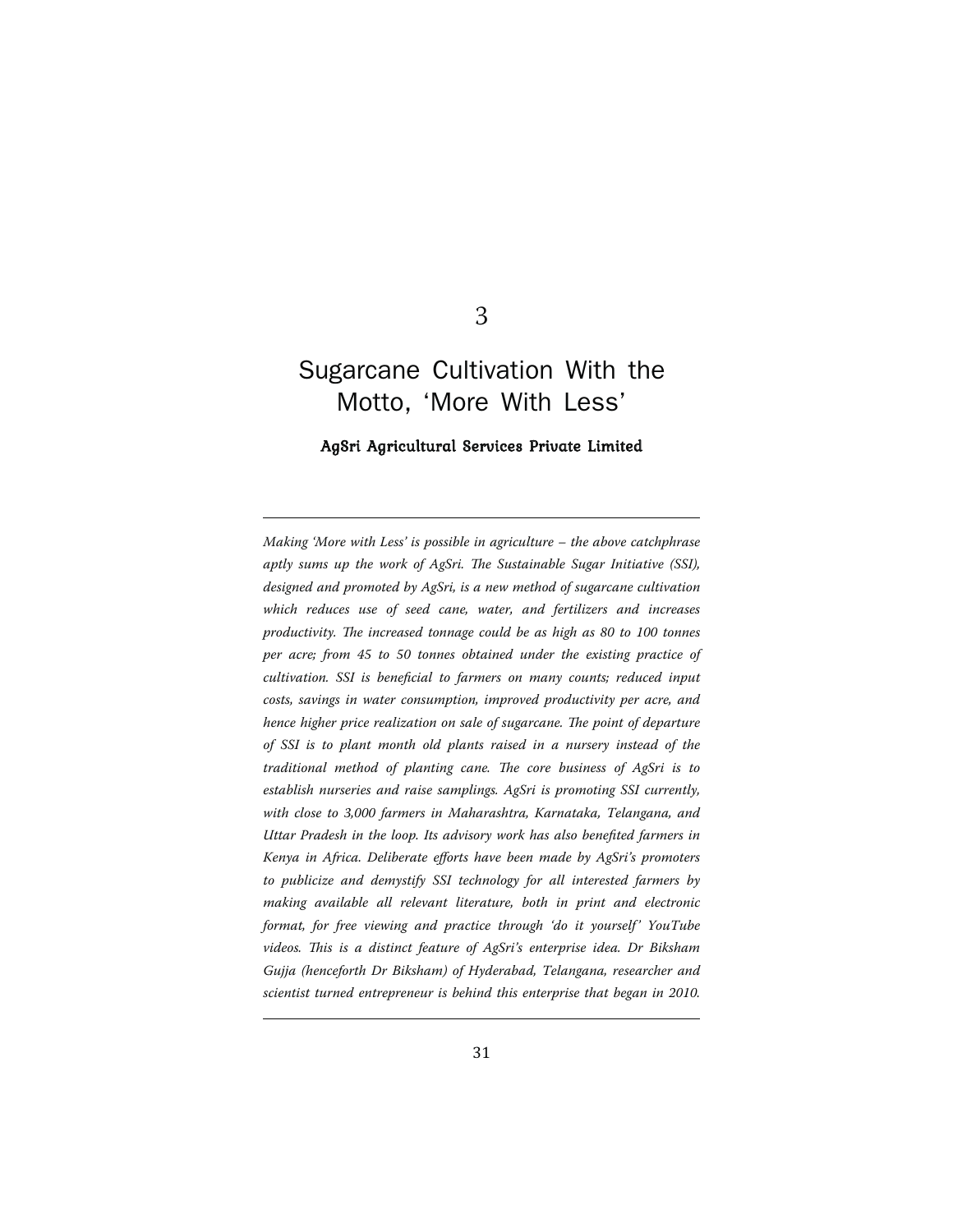# 3

# Sugarcane Cultivation With the Motto, 'More With Less'

**AgSri Agricultural Services Private Limited**

---

*Making 'More with Less' is possible in agriculture – the above catchphrase aptly sums up the work of AgSri. The Sustainable Sugar Initiative (SSI), designed and promoted by AgSri, is a new method of sugarcane cultivation which reduces use of seed cane, water, and fertilizers and increases productivity. The increased tonnage could be as high as 80 to 100 tonnes per acre; from 45 to 50 tonnes obtained under the existing practice of cultivation. SSI is beneficial to farmers on many counts; reduced input costs, savings in water consumption, improved productivity per acre, and hence higher price realization on sale of sugarcane. The point of departure of SSI is to plant month old plants raised in a nursery instead of the traditional method of planting cane. The core business of AgSri is to establish nurseries and raise samplings. AgSri is promoting SSI currently, with close to 3,000 farmers in Maharashtra, Karnataka, Telangana, and Uttar Pradesh in the loop. Its advisory work has also benefited farmers in Kenya in Africa. Deliberate efforts have been made by AgSri's promoters to publicize and demystify SSI technology for all interested farmers by making available all relevant literature, both in print and electronic format, for free viewing and practice through 'do it yourself' YouTube videos. This is a distinct feature of AgSri's enterprise idea. Dr Biksham Gujja (henceforth Dr Biksham) of Hyderabad, Telangana, researcher and scientist turned entrepreneur is behind this enterprise that began in 2010.*

---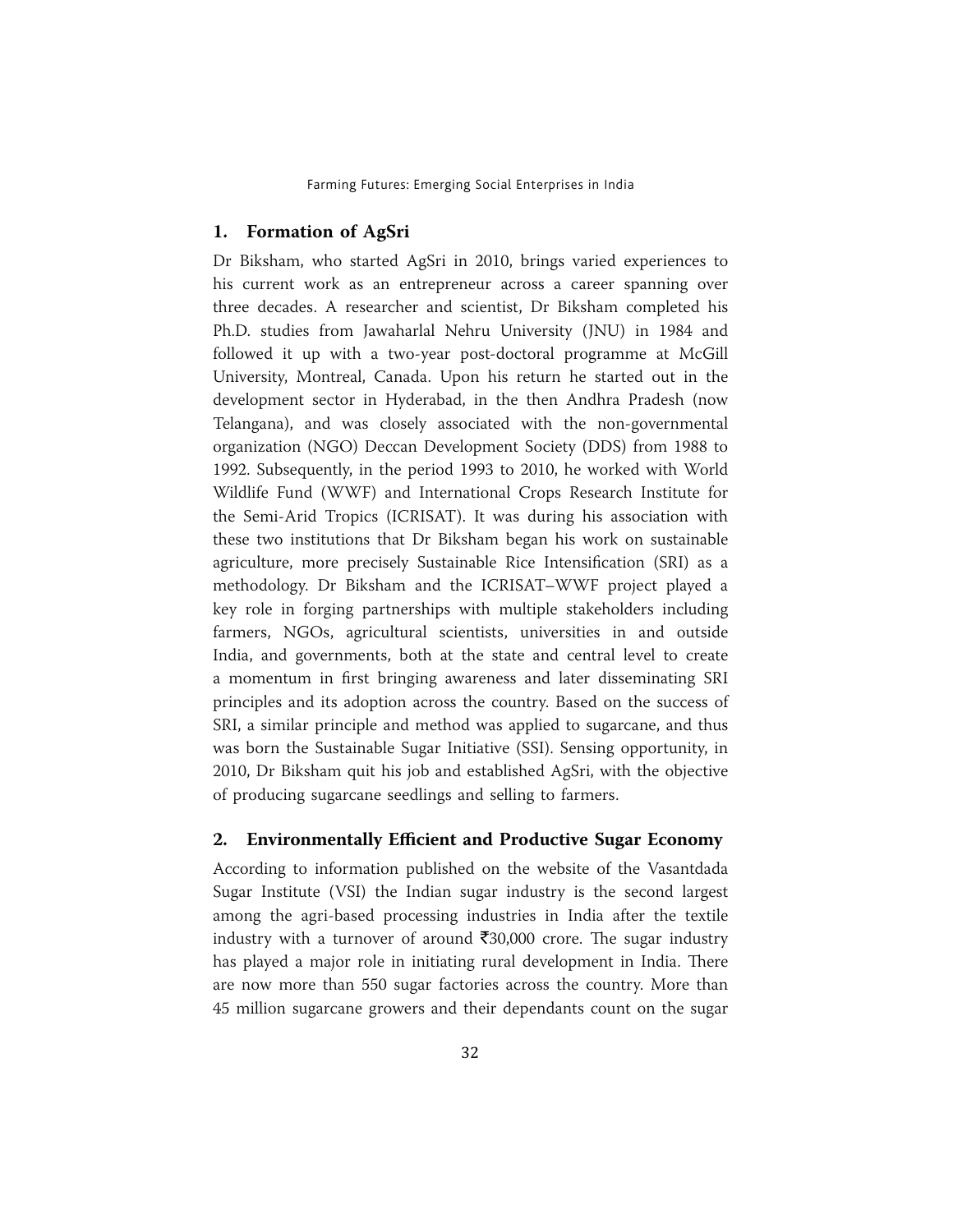## 1. Formation of AgSri

Dr Biksham, who started AgSri in 2010, brings varied experiences to his current work as an entrepreneur across a career spanning over three decades. A researcher and scientist, Dr Biksham completed his Ph.D. studies from Jawaharlal Nehru University (JNU) in 1984 and followed it up with a two-year post-doctoral programme at McGill University, Montreal, Canada. Upon his return he started out in the development sector in Hyderabad, in the then Andhra Pradesh (now Telangana), and was closely associated with the non-governmental organization (NGO) Deccan Development Society (DDS) from 1988 to 1992. Subsequently, in the period 1993 to 2010, he worked with World Wildlife Fund (WWF) and International Crops Research Institute for the Semi-Arid Tropics (ICRISAT). It was during his association with these two institutions that Dr Biksham began his work on sustainable agriculture, more precisely Sustainable Rice Intensification (SRI) as a methodology. Dr Biksham and the ICRISAT–WWF project played a key role in forging partnerships with multiple stakeholders including farmers, NGOs, agricultural scientists, universities in and outside India, and governments, both at the state and central level to create a momentum in first bringing awareness and later disseminating SRI principles and its adoption across the country. Based on the success of SRI, a similar principle and method was applied to sugarcane, and thus was born the Sustainable Sugar Initiative (SSI). Sensing opportunity, in 2010, Dr Biksham quit his job and established AgSri, with the objective of producing sugarcane seedlings and selling to farmers.

## 2. Environmentally Efficient and Productive Sugar Economy

According to information published on the website of the Vasantdada Sugar Institute (VSI) the Indian sugar industry is the second largest among the agri-based processing industries in India after the textile industry with a turnover of around ₹30,000 crore. The sugar industry has played a major role in initiating rural development in India. There are now more than 550 sugar factories across the country. More than 45 million sugarcane growers and their dependants count on the sugar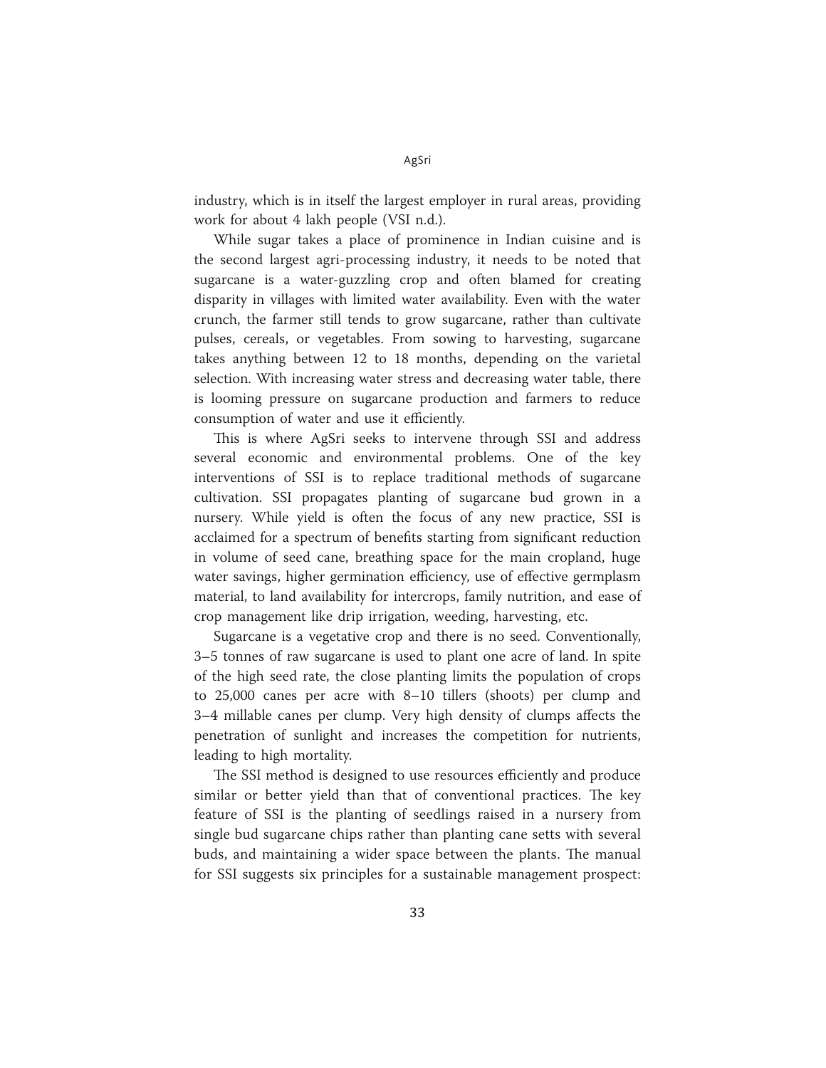industry, which is in itself the largest employer in rural areas, providing work for about 4 lakh people (VSI n.d.).

While sugar takes a place of prominence in Indian cuisine and is the second largest agri-processing industry, it needs to be noted that sugarcane is a water-guzzling crop and often blamed for creating disparity in villages with limited water availability. Even with the water crunch, the farmer still tends to grow sugarcane, rather than cultivate pulses, cereals, or vegetables. From sowing to harvesting, sugarcane takes anything between 12 to 18 months, depending on the varietal selection. With increasing water stress and decreasing water table, there is looming pressure on sugarcane production and farmers to reduce consumption of water and use it efficiently.

This is where AgSri seeks to intervene through SSI and address several economic and environmental problems. One of the key interventions of SSI is to replace traditional methods of sugarcane cultivation. SSI propagates planting of sugarcane bud grown in a nursery. While yield is often the focus of any new practice, SSI is acclaimed for a spectrum of benefits starting from significant reduction in volume of seed cane, breathing space for the main cropland, huge water savings, higher germination efficiency, use of effective germplasm material, to land availability for intercrops, family nutrition, and ease of crop management like drip irrigation, weeding, harvesting, etc.

Sugarcane is a vegetative crop and there is no seed. Conventionally, 3–5 tonnes of raw sugarcane is used to plant one acre of land. In spite of the high seed rate, the close planting limits the population of crops to 25,000 canes per acre with 8–10 tillers (shoots) per clump and 3–4 millable canes per clump. Very high density of clumps affects the penetration of sunlight and increases the competition for nutrients, leading to high mortality.

The SSI method is designed to use resources efficiently and produce similar or better yield than that of conventional practices. The key feature of SSI is the planting of seedlings raised in a nursery from single bud sugarcane chips rather than planting cane setts with several buds, and maintaining a wider space between the plants. The manual for SSI suggests six principles for a sustainable management prospect: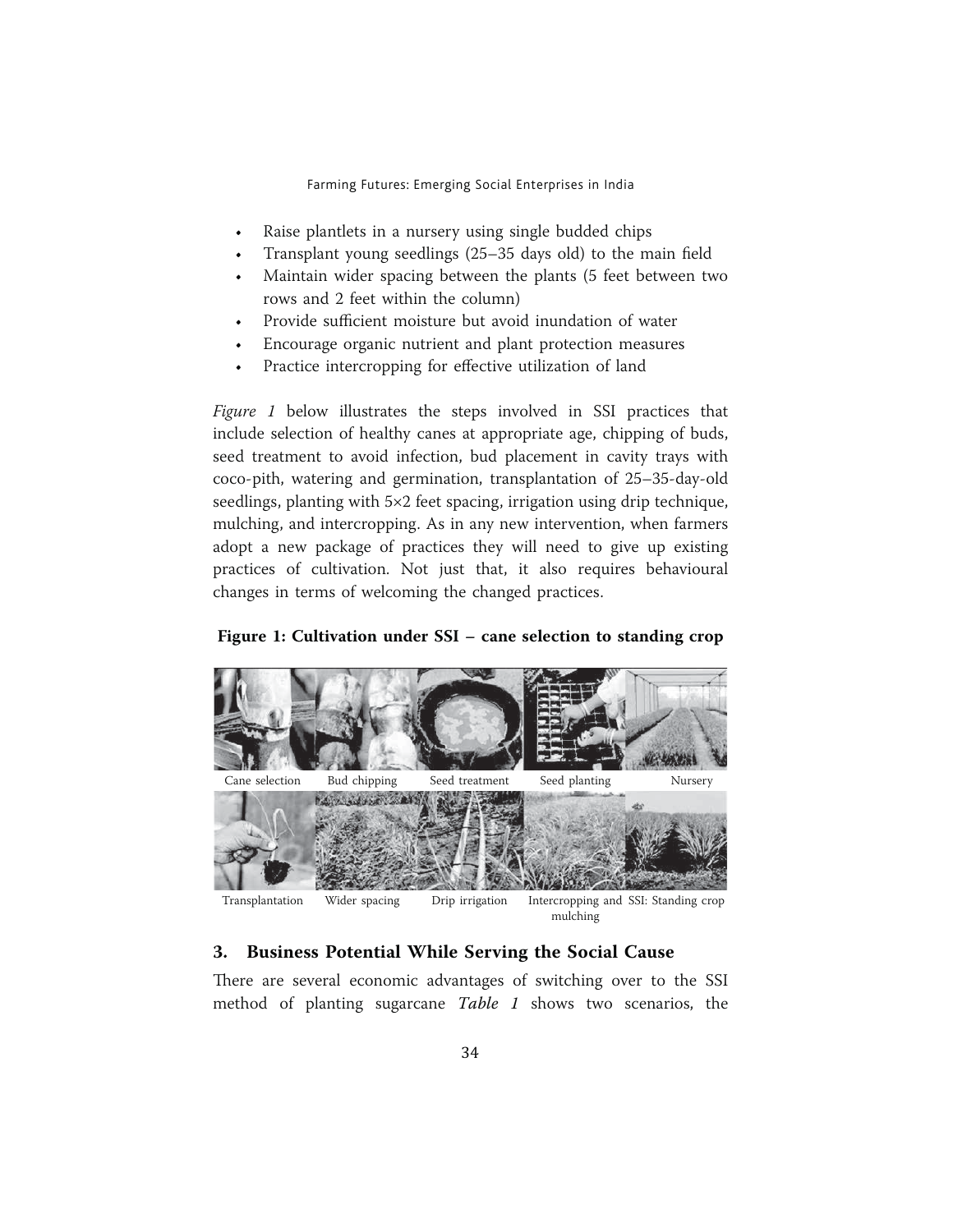- Raise plantlets in a nursery using single budded chips
- Transplant young seedlings (25–35 days old) to the main field
- Maintain wider spacing between the plants (5 feet between two rows and 2 feet within the column)
- Provide sufficient moisture but avoid inundation of water
- Encourage organic nutrient and plant protection measures
- Practice intercropping for effective utilization of land

*Figure 1* below illustrates the steps involved in SSI practices that include selection of healthy canes at appropriate age, chipping of buds, seed treatment to avoid infection, bud placement in cavity trays with coco-pith, watering and germination, transplantation of 25–35-day-old seedlings, planting with 5×2 feet spacing, irrigation using drip technique, mulching, and intercropping. As in any new intervention, when farmers adopt a new package of practices they will need to give up existing practices of cultivation. Not just that, it also requires behavioural changes in terms of welcoming the changed practices.

**Figure 1: Cultivation under SSI – cane selection to standing crop**

Cane selection | Bud chipping | Seed treatment | Seed planting | Nursery

Transplantation | Wider spacing | Drip irrigation | Intercropping and mulching | SSI: Standing crop

## 3. Business Potential While Serving the Social Cause

There are several economic advantages of switching over to the SSI method of planting sugarcane *Table 1* shows two scenarios, the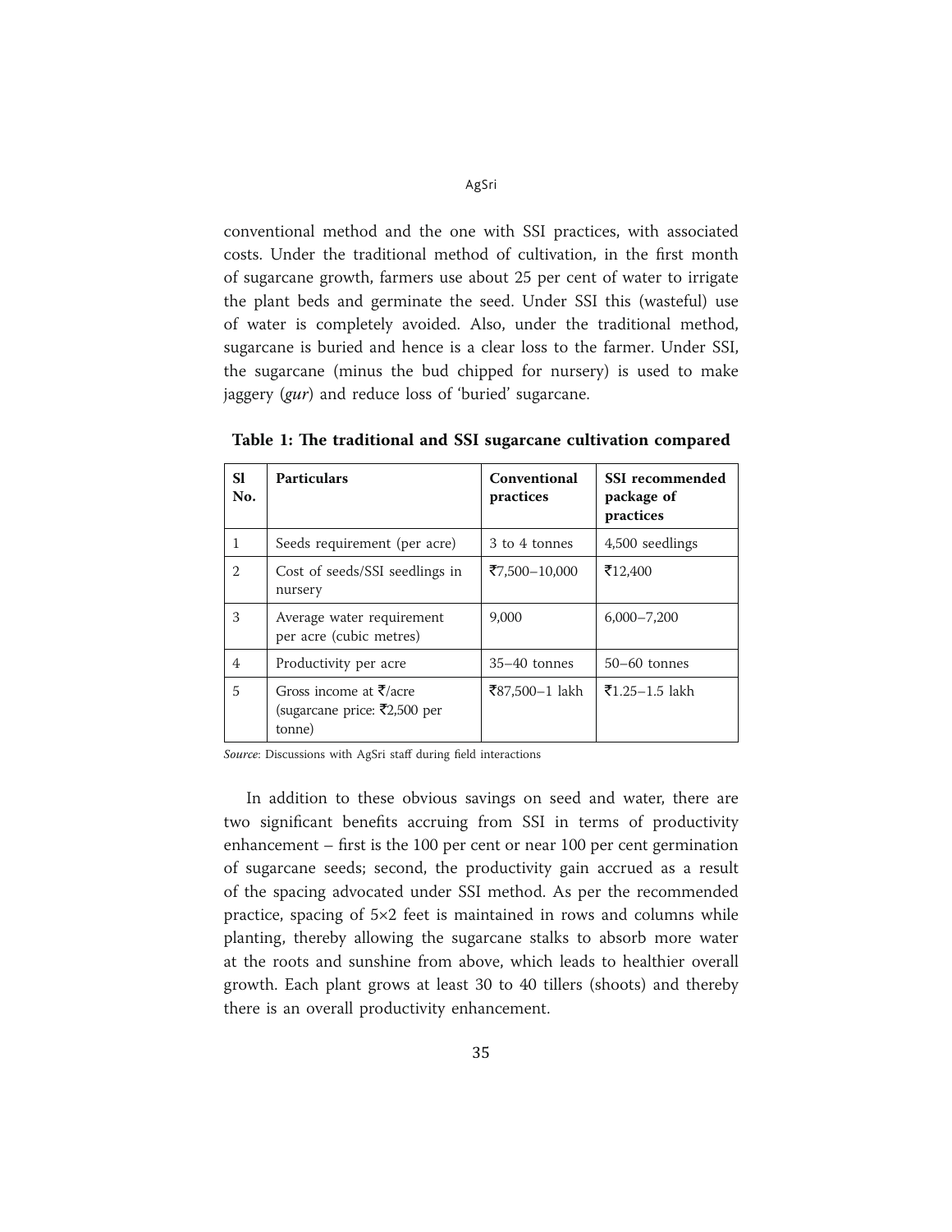conventional method and the one with SSI practices, with associated costs. Under the traditional method of cultivation, in the first month of sugarcane growth, farmers use about 25 per cent of water to irrigate the plant beds and germinate the seed. Under SSI this (wasteful) use of water is completely avoided. Also, under the traditional method, sugarcane is buried and hence is a clear loss to the farmer. Under SSI, the sugarcane (minus the bud chipped for nursery) is used to make jaggery (*gur*) and reduce loss of 'buried' sugarcane.

**Table 1: The traditional and SSI sugarcane cultivation compared**

| Sl No. | Particulars | Conventional practices | SSI recommended package of practices |
|---|---|---|---|
| 1 | Seeds requirement (per acre) | 3 to 4 tonnes | 4,500 seedlings |
| 2 | Cost of seeds/SSI seedlings in nursery | ₹7,500–10,000 | ₹12,400 |
| 3 | Average water requirement per acre (cubic metres) | 9,000 | 6,000–7,200 |
| 4 | Productivity per acre | 35–40 tonnes | 50–60 tonnes |
| 5 | Gross income at ₹/acre (sugarcane price: ₹2,500 per tonne) | ₹87,500–1 lakh | ₹1.25–1.5 lakh |

*Source*: Discussions with AgSri staff during field interactions

In addition to these obvious savings on seed and water, there are two significant benefits accruing from SSI in terms of productivity enhancement – first is the 100 per cent or near 100 per cent germination of sugarcane seeds; second, the productivity gain accrued as a result of the spacing advocated under SSI method. As per the recommended practice, spacing of 5×2 feet is maintained in rows and columns while planting, thereby allowing the sugarcane stalks to absorb more water at the roots and sunshine from above, which leads to healthier overall growth. Each plant grows at least 30 to 40 tillers (shoots) and thereby there is an overall productivity enhancement.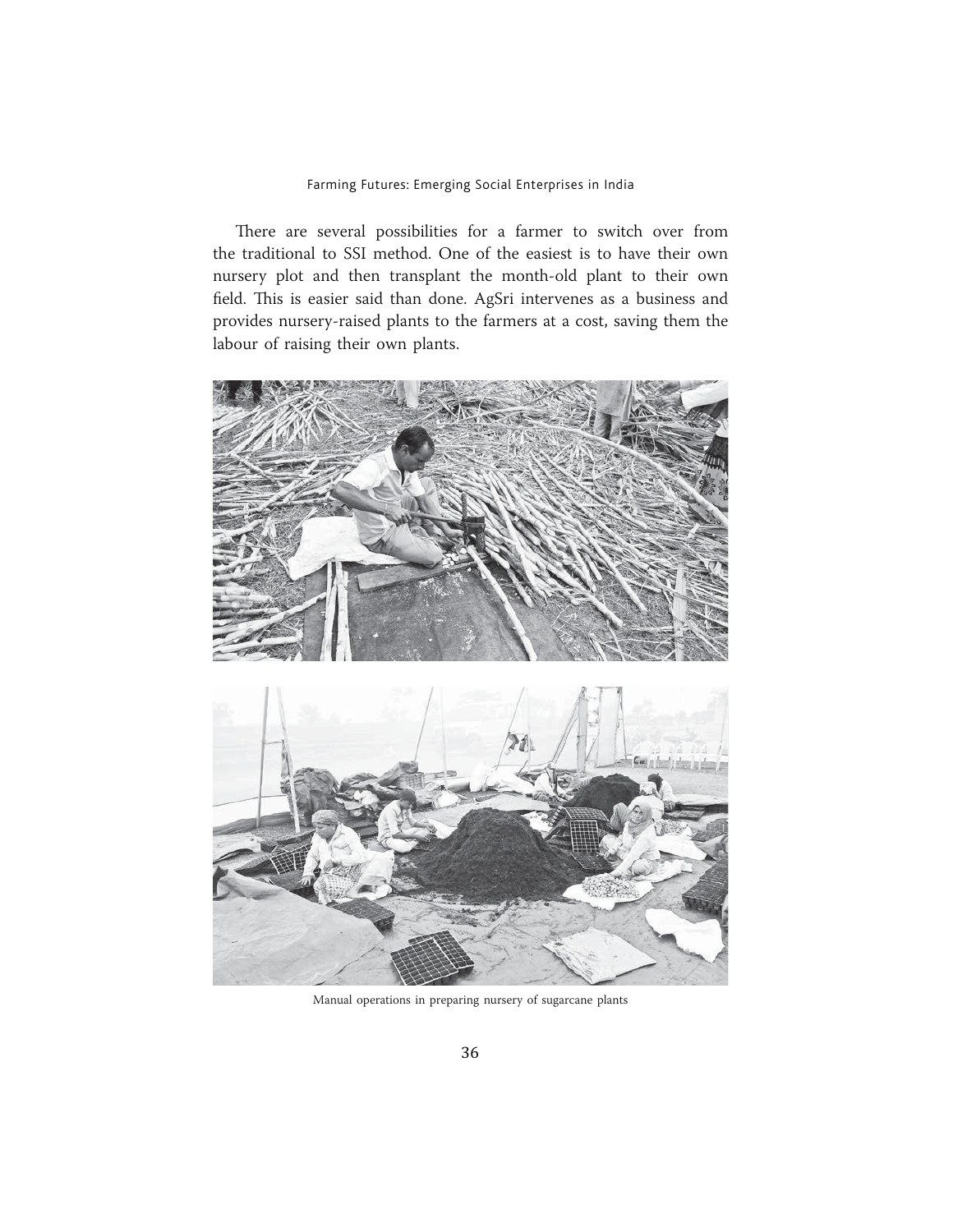There are several possibilities for a farmer to switch over from the traditional to SSI method. One of the easiest is to have their own nursery plot and then transplant the month-old plant to their own field. This is easier said than done. AgSri intervenes as a business and provides nursery-raised plants to the farmers at a cost, saving them the labour of raising their own plants.

Manual operations in preparing nursery of sugarcane plants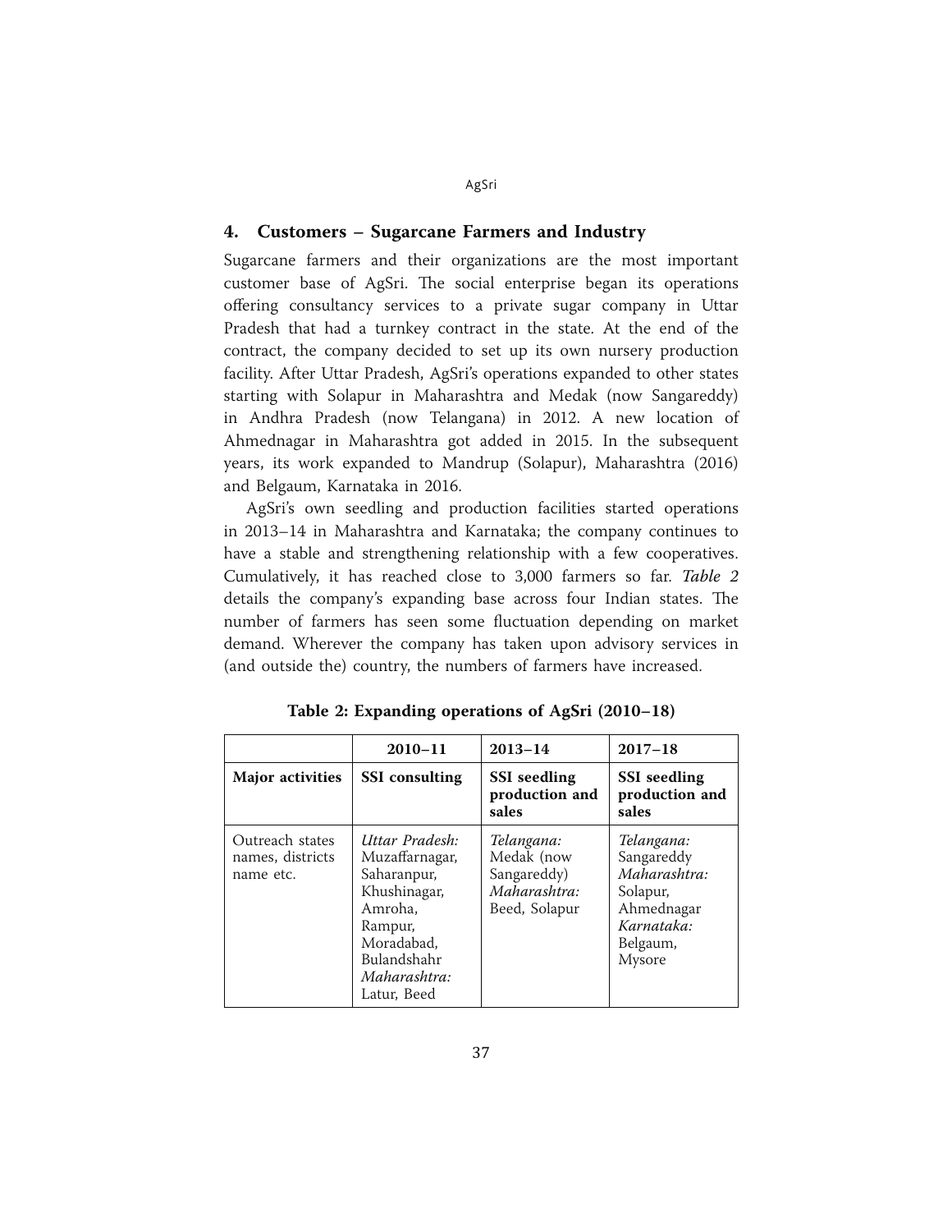## 4. Customers – Sugarcane Farmers and Industry

Sugarcane farmers and their organizations are the most important customer base of AgSri. The social enterprise began its operations offering consultancy services to a private sugar company in Uttar Pradesh that had a turnkey contract in the state. At the end of the contract, the company decided to set up its own nursery production facility. After Uttar Pradesh, AgSri's operations expanded to other states starting with Solapur in Maharashtra and Medak (now Sangareddy) in Andhra Pradesh (now Telangana) in 2012. A new location of Ahmednagar in Maharashtra got added in 2015. In the subsequent years, its work expanded to Mandrup (Solapur), Maharashtra (2016) and Belgaum, Karnataka in 2016.

AgSri's own seedling and production facilities started operations in 2013–14 in Maharashtra and Karnataka; the company continues to have a stable and strengthening relationship with a few cooperatives. Cumulatively, it has reached close to 3,000 farmers so far. *Table 2* details the company's expanding base across four Indian states. The number of farmers has seen some fluctuation depending on market demand. Wherever the company has taken upon advisory services in (and outside the) country, the numbers of farmers have increased.

**Table 2: Expanding operations of AgSri (2010–18)**

| | **2010–11** | **2013–14** | **2017–18** |
|---|---|---|---|
| **Major activities** | **SSI consulting** | **SSI seedling production and sales** | **SSI seedling production and sales** |
| Outreach states names, districts name etc. | *Uttar Pradesh:* Muzaffarnagar, Saharanpur, Khushinagar, Amroha, Rampur, Moradabad, Bulandshahr *Maharashtra:* Latur, Beed | *Telangana:* Medak (now Sangareddy) *Maharashtra:* Beed, Solapur | *Telangana:* Sangareddy *Maharashtra:* Solapur, Ahmednagar *Karnataka:* Belgaum, Mysore |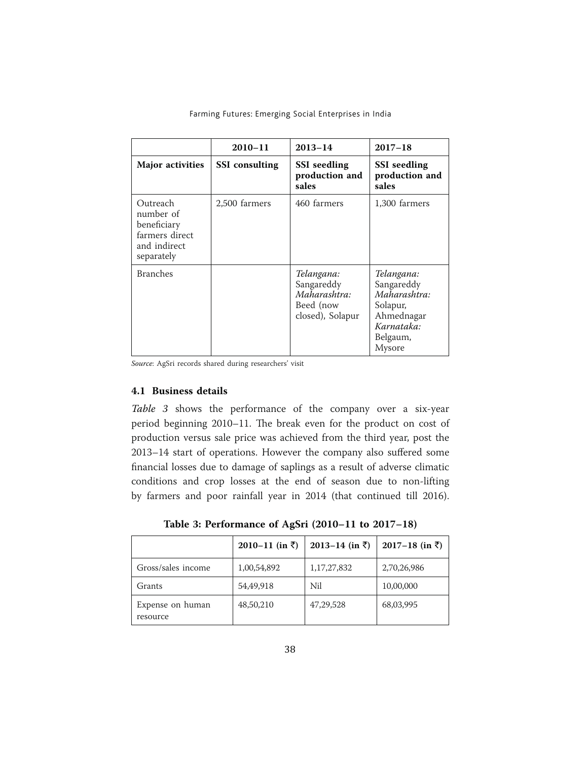| | 2010–11 | 2013–14 | 2017–18 |
|---|---|---|---|
| **Major activities** | **SSI consulting** | **SSI seedling production and sales** | **SSI seedling production and sales** |
| Outreach number of beneficiary farmers direct and indirect separately | 2,500 farmers | 460 farmers | 1,300 farmers |
| Branches | | *Telangana:* Sangareddy *Maharashtra:* Beed (now closed), Solapur | *Telangana:* Sangareddy *Maharashtra:* Solapur, Ahmednagar *Karnataka:* Belgaum, Mysore |

*Source*: AgSri records shared during researchers' visit

### 4.1 Business details

*Table 3* shows the performance of the company over a six-year period beginning 2010–11. The break even for the product on cost of production versus sale price was achieved from the third year, post the 2013–14 start of operations. However the company also suffered some financial losses due to damage of saplings as a result of adverse climatic conditions and crop losses at the end of season due to non-lifting by farmers and poor rainfall year in 2014 (that continued till 2016).

**Table 3: Performance of AgSri (2010–11 to 2017–18)**

| | 2010–11 (in ₹) | 2013–14 (in ₹) | 2017–18 (in ₹) |
|---|---|---|---|
| Gross/sales income | 1,00,54,892 | 1,17,27,832 | 2,70,26,986 |
| Grants | 54,49,918 | Nil | 10,00,000 |
| Expense on human resource | 48,50,210 | 47,29,528 | 68,03,995 |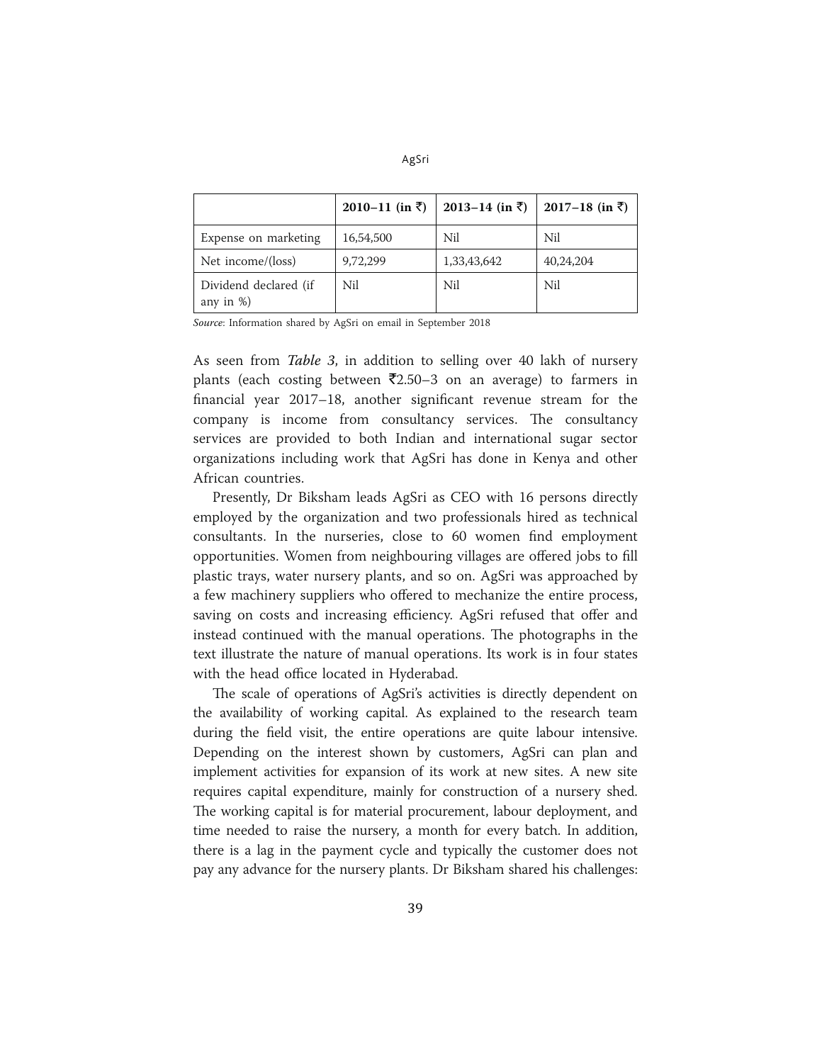| | 2010–11 (in ₹) | 2013–14 (in ₹) | 2017–18 (in ₹) |
|---|---|---|---|
| Expense on marketing | 16,54,500 | Nil | Nil |
| Net income/(loss) | 9,72,299 | 1,33,43,642 | 40,24,204 |
| Dividend declared (if any in %) | Nil | Nil | Nil |

*Source*: Information shared by AgSri on email in September 2018

As seen from *Table 3*, in addition to selling over 40 lakh of nursery plants (each costing between ₹2.50–3 on an average) to farmers in financial year 2017–18, another significant revenue stream for the company is income from consultancy services. The consultancy services are provided to both Indian and international sugar sector organizations including work that AgSri has done in Kenya and other African countries.

Presently, Dr Biksham leads AgSri as CEO with 16 persons directly employed by the organization and two professionals hired as technical consultants. In the nurseries, close to 60 women find employment opportunities. Women from neighbouring villages are offered jobs to fill plastic trays, water nursery plants, and so on. AgSri was approached by a few machinery suppliers who offered to mechanize the entire process, saving on costs and increasing efficiency. AgSri refused that offer and instead continued with the manual operations. The photographs in the text illustrate the nature of manual operations. Its work is in four states with the head office located in Hyderabad.

The scale of operations of AgSri's activities is directly dependent on the availability of working capital. As explained to the research team during the field visit, the entire operations are quite labour intensive. Depending on the interest shown by customers, AgSri can plan and implement activities for expansion of its work at new sites. A new site requires capital expenditure, mainly for construction of a nursery shed. The working capital is for material procurement, labour deployment, and time needed to raise the nursery, a month for every batch. In addition, there is a lag in the payment cycle and typically the customer does not pay any advance for the nursery plants. Dr Biksham shared his challenges: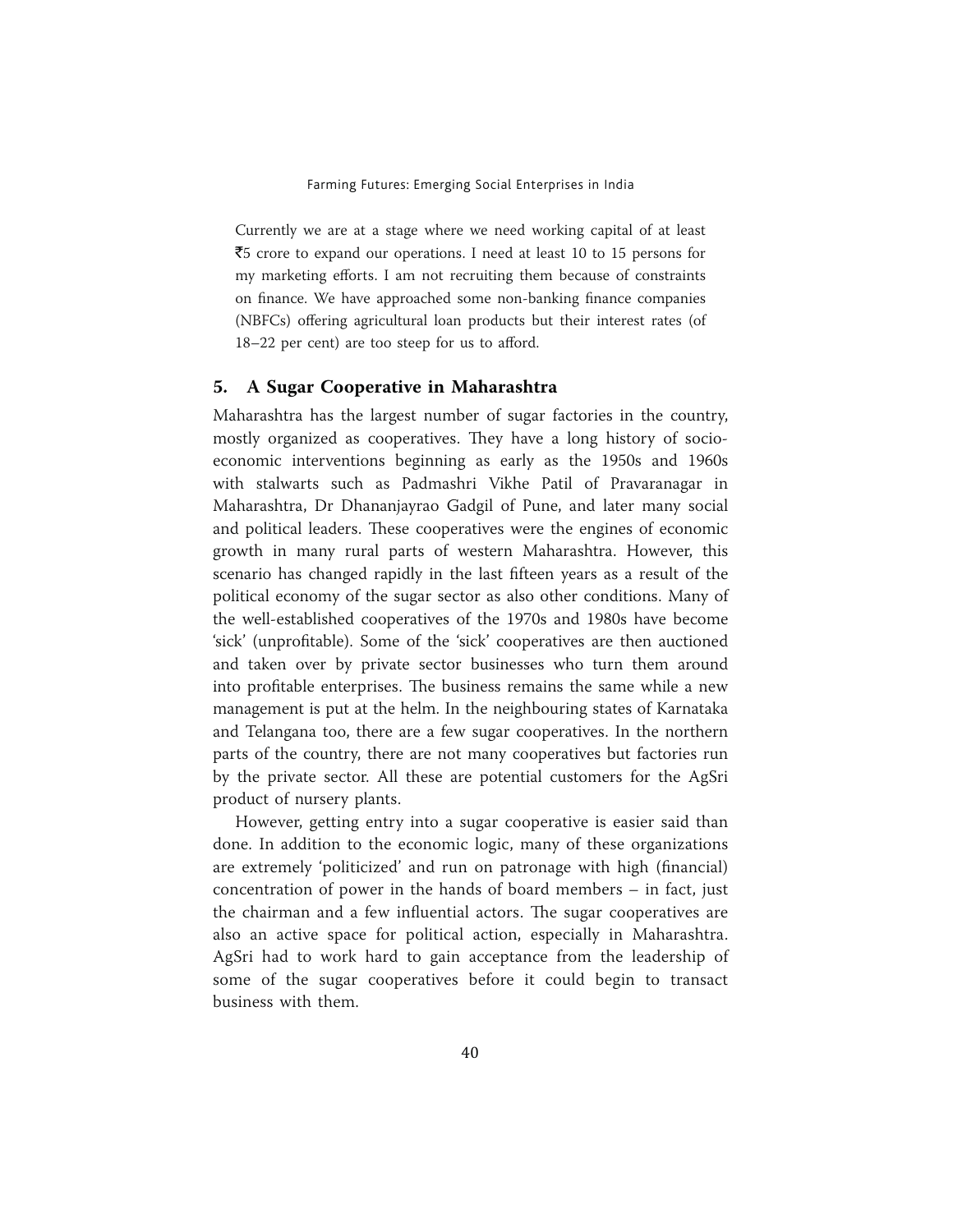Currently we are at a stage where we need working capital of at least ₹5 crore to expand our operations. I need at least 10 to 15 persons for my marketing efforts. I am not recruiting them because of constraints on finance. We have approached some non-banking finance companies (NBFCs) offering agricultural loan products but their interest rates (of 18–22 per cent) are too steep for us to afford.

## 5. A Sugar Cooperative in Maharashtra

Maharashtra has the largest number of sugar factories in the country, mostly organized as cooperatives. They have a long history of socio-economic interventions beginning as early as the 1950s and 1960s with stalwarts such as Padmashri Vikhe Patil of Pravaranagar in Maharashtra, Dr Dhananjayrao Gadgil of Pune, and later many social and political leaders. These cooperatives were the engines of economic growth in many rural parts of western Maharashtra. However, this scenario has changed rapidly in the last fifteen years as a result of the political economy of the sugar sector as also other conditions. Many of the well-established cooperatives of the 1970s and 1980s have become 'sick' (unprofitable). Some of the 'sick' cooperatives are then auctioned and taken over by private sector businesses who turn them around into profitable enterprises. The business remains the same while a new management is put at the helm. In the neighbouring states of Karnataka and Telangana too, there are a few sugar cooperatives. In the northern parts of the country, there are not many cooperatives but factories run by the private sector. All these are potential customers for the AgSri product of nursery plants.

However, getting entry into a sugar cooperative is easier said than done. In addition to the economic logic, many of these organizations are extremely 'politicized' and run on patronage with high (financial) concentration of power in the hands of board members – in fact, just the chairman and a few influential actors. The sugar cooperatives are also an active space for political action, especially in Maharashtra. AgSri had to work hard to gain acceptance from the leadership of some of the sugar cooperatives before it could begin to transact business with them.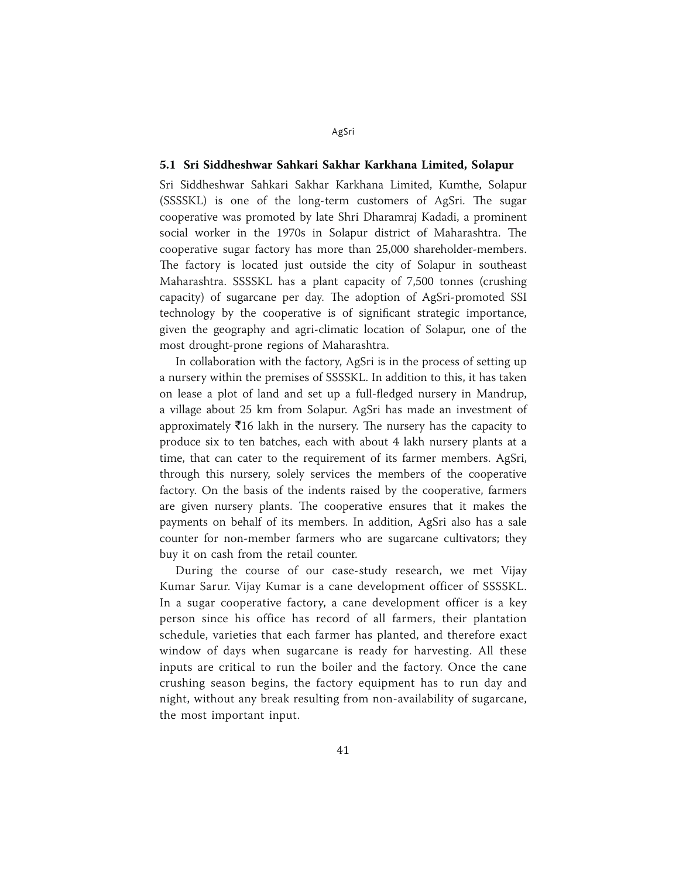## 5.1 Sri Siddheshwar Sahkari Sakhar Karkhana Limited, Solapur

Sri Siddheshwar Sahkari Sakhar Karkhana Limited, Kumthe, Solapur (SSSSKL) is one of the long-term customers of AgSri. The sugar cooperative was promoted by late Shri Dharamraj Kadadi, a prominent social worker in the 1970s in Solapur district of Maharashtra. The cooperative sugar factory has more than 25,000 shareholder-members. The factory is located just outside the city of Solapur in southeast Maharashtra. SSSSKL has a plant capacity of 7,500 tonnes (crushing capacity) of sugarcane per day. The adoption of AgSri-promoted SSI technology by the cooperative is of significant strategic importance, given the geography and agri-climatic location of Solapur, one of the most drought-prone regions of Maharashtra.

In collaboration with the factory, AgSri is in the process of setting up a nursery within the premises of SSSSKL. In addition to this, it has taken on lease a plot of land and set up a full-fledged nursery in Mandrup, a village about 25 km from Solapur. AgSri has made an investment of approximately ₹16 lakh in the nursery. The nursery has the capacity to produce six to ten batches, each with about 4 lakh nursery plants at a time, that can cater to the requirement of its farmer members. AgSri, through this nursery, solely services the members of the cooperative factory. On the basis of the indents raised by the cooperative, farmers are given nursery plants. The cooperative ensures that it makes the payments on behalf of its members. In addition, AgSri also has a sale counter for non-member farmers who are sugarcane cultivators; they buy it on cash from the retail counter.

During the course of our case-study research, we met Vijay Kumar Sarur. Vijay Kumar is a cane development officer of SSSSKL. In a sugar cooperative factory, a cane development officer is a key person since his office has record of all farmers, their plantation schedule, varieties that each farmer has planted, and therefore exact window of days when sugarcane is ready for harvesting. All these inputs are critical to run the boiler and the factory. Once the cane crushing season begins, the factory equipment has to run day and night, without any break resulting from non-availability of sugarcane, the most important input.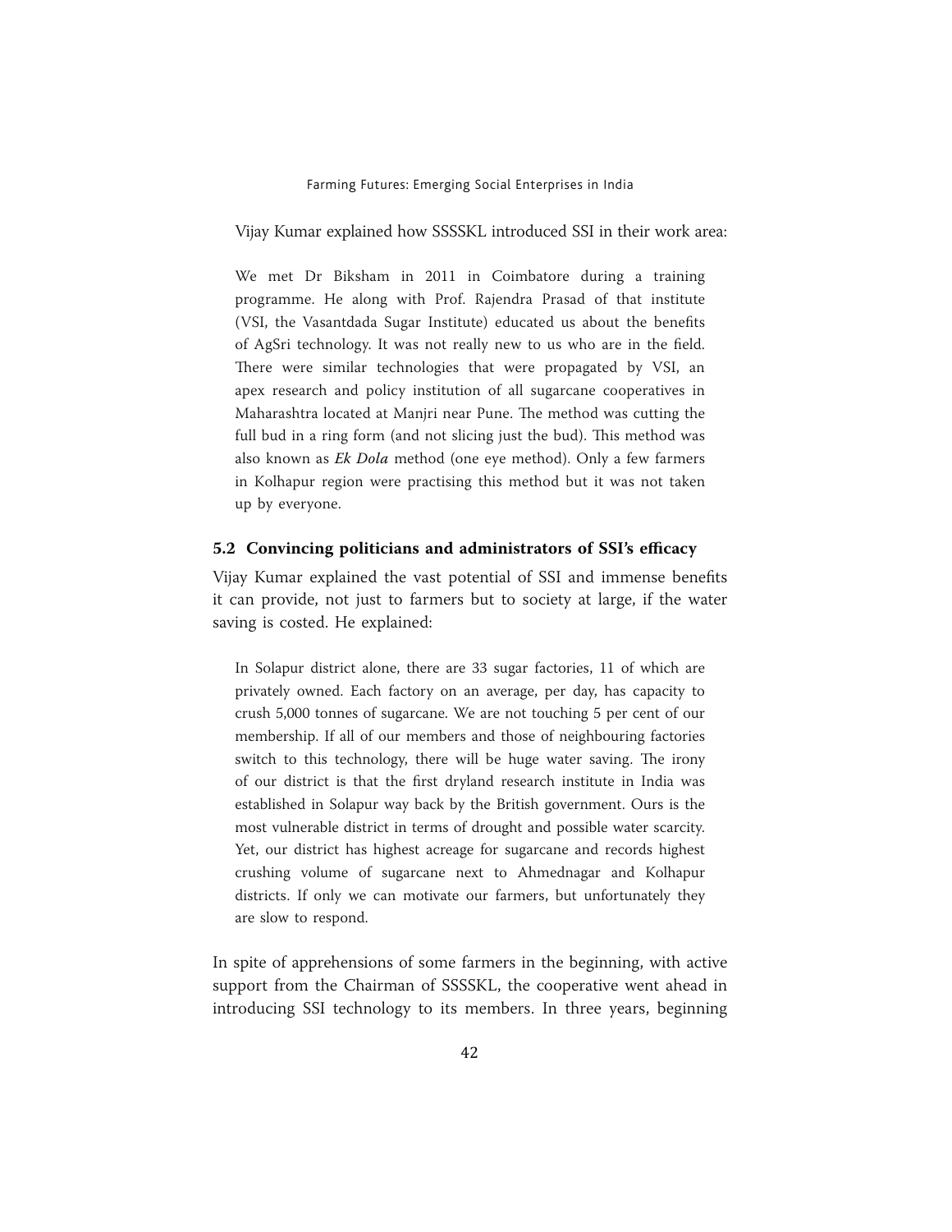Vijay Kumar explained how SSSSKL introduced SSI in their work area:

> We met Dr Biksham in 2011 in Coimbatore during a training programme. He along with Prof. Rajendra Prasad of that institute (VSI, the Vasantdada Sugar Institute) educated us about the benefits of AgSri technology. It was not really new to us who are in the field. There were similar technologies that were propagated by VSI, an apex research and policy institution of all sugarcane cooperatives in Maharashtra located at Manjri near Pune. The method was cutting the full bud in a ring form (and not slicing just the bud). This method was also known as *Ek Dola* method (one eye method). Only a few farmers in Kolhapur region were practising this method but it was not taken up by everyone.

### 5.2 Convincing politicians and administrators of SSI's efficacy

Vijay Kumar explained the vast potential of SSI and immense benefits it can provide, not just to farmers but to society at large, if the water saving is costed. He explained:

> In Solapur district alone, there are 33 sugar factories, 11 of which are privately owned. Each factory on an average, per day, has capacity to crush 5,000 tonnes of sugarcane. We are not touching 5 per cent of our membership. If all of our members and those of neighbouring factories switch to this technology, there will be huge water saving. The irony of our district is that the first dryland research institute in India was established in Solapur way back by the British government. Ours is the most vulnerable district in terms of drought and possible water scarcity. Yet, our district has highest acreage for sugarcane and records highest crushing volume of sugarcane next to Ahmednagar and Kolhapur districts. If only we can motivate our farmers, but unfortunately they are slow to respond.

In spite of apprehensions of some farmers in the beginning, with active support from the Chairman of SSSSKL, the cooperative went ahead in introducing SSI technology to its members. In three years, beginning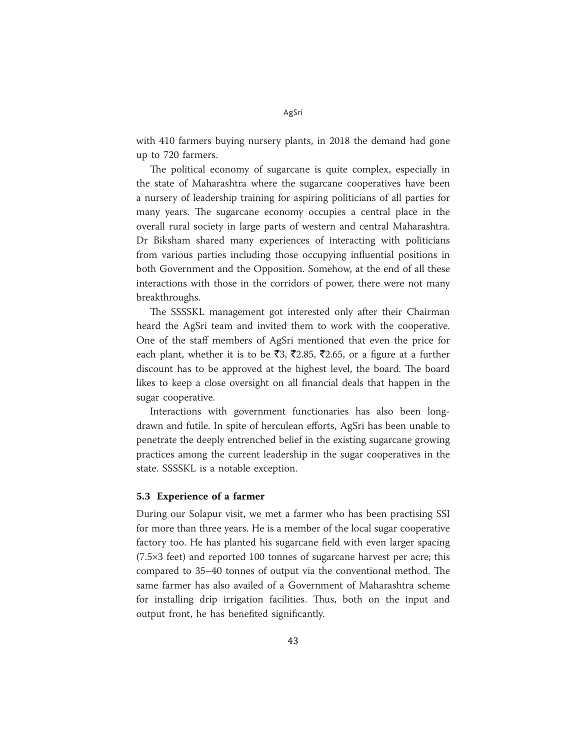with 410 farmers buying nursery plants, in 2018 the demand had gone up to 720 farmers.

The political economy of sugarcane is quite complex, especially in the state of Maharashtra where the sugarcane cooperatives have been a nursery of leadership training for aspiring politicians of all parties for many years. The sugarcane economy occupies a central place in the overall rural society in large parts of western and central Maharashtra. Dr Biksham shared many experiences of interacting with politicians from various parties including those occupying influential positions in both Government and the Opposition. Somehow, at the end of all these interactions with those in the corridors of power, there were not many breakthroughs.

The SSSSKL management got interested only after their Chairman heard the AgSri team and invited them to work with the cooperative. One of the staff members of AgSri mentioned that even the price for each plant, whether it is to be ₹3, ₹2.85, ₹2.65, or a figure at a further discount has to be approved at the highest level, the board. The board likes to keep a close oversight on all financial deals that happen in the sugar cooperative.

Interactions with government functionaries has also been long-drawn and futile. In spite of herculean efforts, AgSri has been unable to penetrate the deeply entrenched belief in the existing sugarcane growing practices among the current leadership in the sugar cooperatives in the state. SSSSKL is a notable exception.

### 5.3 Experience of a farmer

During our Solapur visit, we met a farmer who has been practising SSI for more than three years. He is a member of the local sugar cooperative factory too. He has planted his sugarcane field with even larger spacing (7.5×3 feet) and reported 100 tonnes of sugarcane harvest per acre; this compared to 35–40 tonnes of output via the conventional method. The same farmer has also availed of a Government of Maharashtra scheme for installing drip irrigation facilities. Thus, both on the input and output front, he has benefited significantly.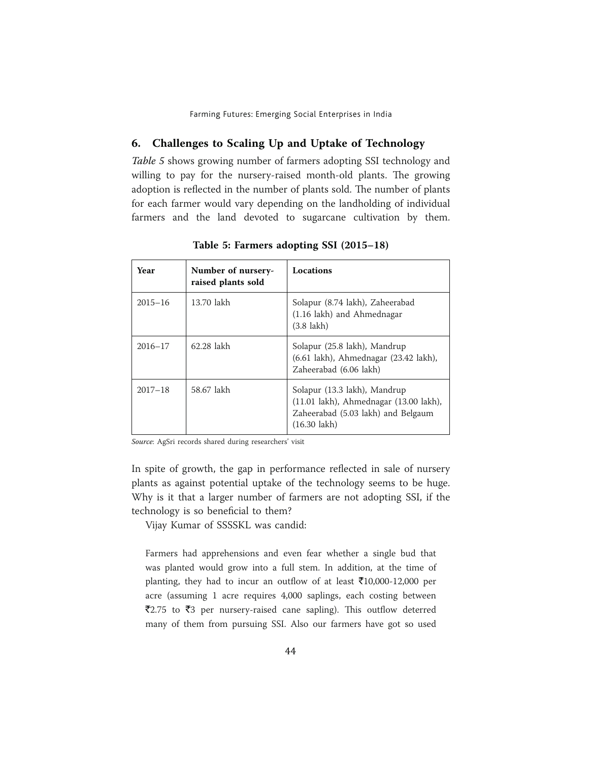## 6. Challenges to Scaling Up and Uptake of Technology

*Table 5* shows growing number of farmers adopting SSI technology and willing to pay for the nursery-raised month-old plants. The growing adoption is reflected in the number of plants sold. The number of plants for each farmer would vary depending on the landholding of individual farmers and the land devoted to sugarcane cultivation by them.

**Table 5: Farmers adopting SSI (2015–18)**

| Year | Number of nursery-raised plants sold | Locations |
|---|---|---|
| 2015–16 | 13.70 lakh | Solapur (8.74 lakh), Zaheerabad (1.16 lakh) and Ahmednagar (3.8 lakh) |
| 2016–17 | 62.28 lakh | Solapur (25.8 lakh), Mandrup (6.61 lakh), Ahmednagar (23.42 lakh), Zaheerabad (6.06 lakh) |
| 2017–18 | 58.67 lakh | Solapur (13.3 lakh), Mandrup (11.01 lakh), Ahmednagar (13.00 lakh), Zaheerabad (5.03 lakh) and Belgaum (16.30 lakh) |

*Source*: AgSri records shared during researchers' visit

In spite of growth, the gap in performance reflected in sale of nursery plants as against potential uptake of the technology seems to be huge. Why is it that a larger number of farmers are not adopting SSI, if the technology is so beneficial to them?

Vijay Kumar of SSSSKL was candid:

> Farmers had apprehensions and even fear whether a single bud that was planted would grow into a full stem. In addition, at the time of planting, they had to incur an outflow of at least ₹10,000-12,000 per acre (assuming 1 acre requires 4,000 saplings, each costing between ₹2.75 to ₹3 per nursery-raised cane sapling). This outflow deterred many of them from pursuing SSI. Also our farmers have got so used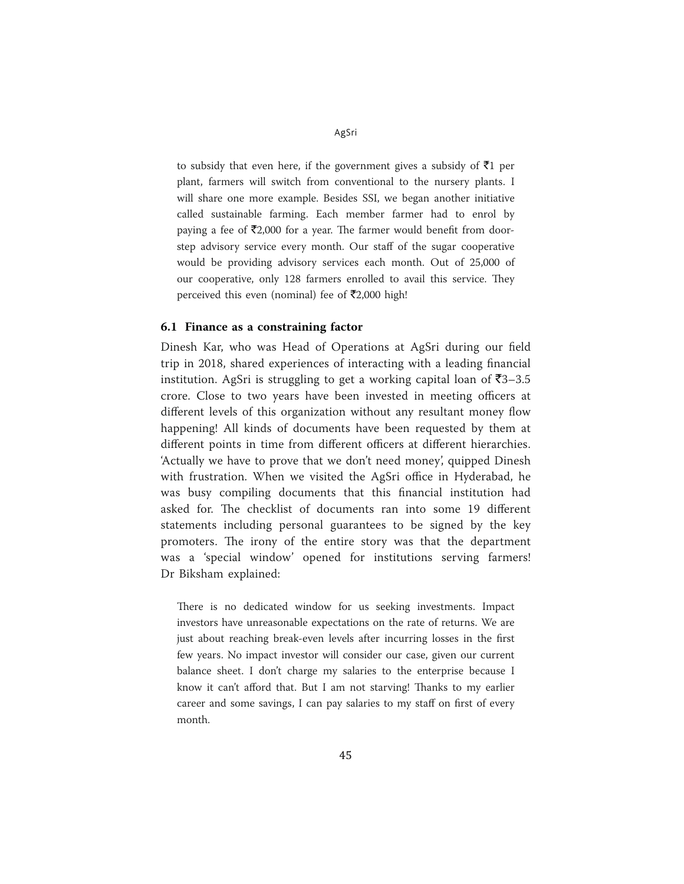to subsidy that even here, if the government gives a subsidy of ₹1 per plant, farmers will switch from conventional to the nursery plants. I will share one more example. Besides SSI, we began another initiative called sustainable farming. Each member farmer had to enrol by paying a fee of ₹2,000 for a year. The farmer would benefit from door-step advisory service every month. Our staff of the sugar cooperative would be providing advisory services each month. Out of 25,000 of our cooperative, only 128 farmers enrolled to avail this service. They perceived this even (nominal) fee of ₹2,000 high!

### 6.1 Finance as a constraining factor

Dinesh Kar, who was Head of Operations at AgSri during our field trip in 2018, shared experiences of interacting with a leading financial institution. AgSri is struggling to get a working capital loan of ₹3–3.5 crore. Close to two years have been invested in meeting officers at different levels of this organization without any resultant money flow happening! All kinds of documents have been requested by them at different points in time from different officers at different hierarchies. 'Actually we have to prove that we don't need money', quipped Dinesh with frustration. When we visited the AgSri office in Hyderabad, he was busy compiling documents that this financial institution had asked for. The checklist of documents ran into some 19 different statements including personal guarantees to be signed by the key promoters. The irony of the entire story was that the department was a 'special window' opened for institutions serving farmers! Dr Biksham explained:

> There is no dedicated window for us seeking investments. Impact investors have unreasonable expectations on the rate of returns. We are just about reaching break-even levels after incurring losses in the first few years. No impact investor will consider our case, given our current balance sheet. I don't charge my salaries to the enterprise because I know it can't afford that. But I am not starving! Thanks to my earlier career and some savings, I can pay salaries to my staff on first of every month.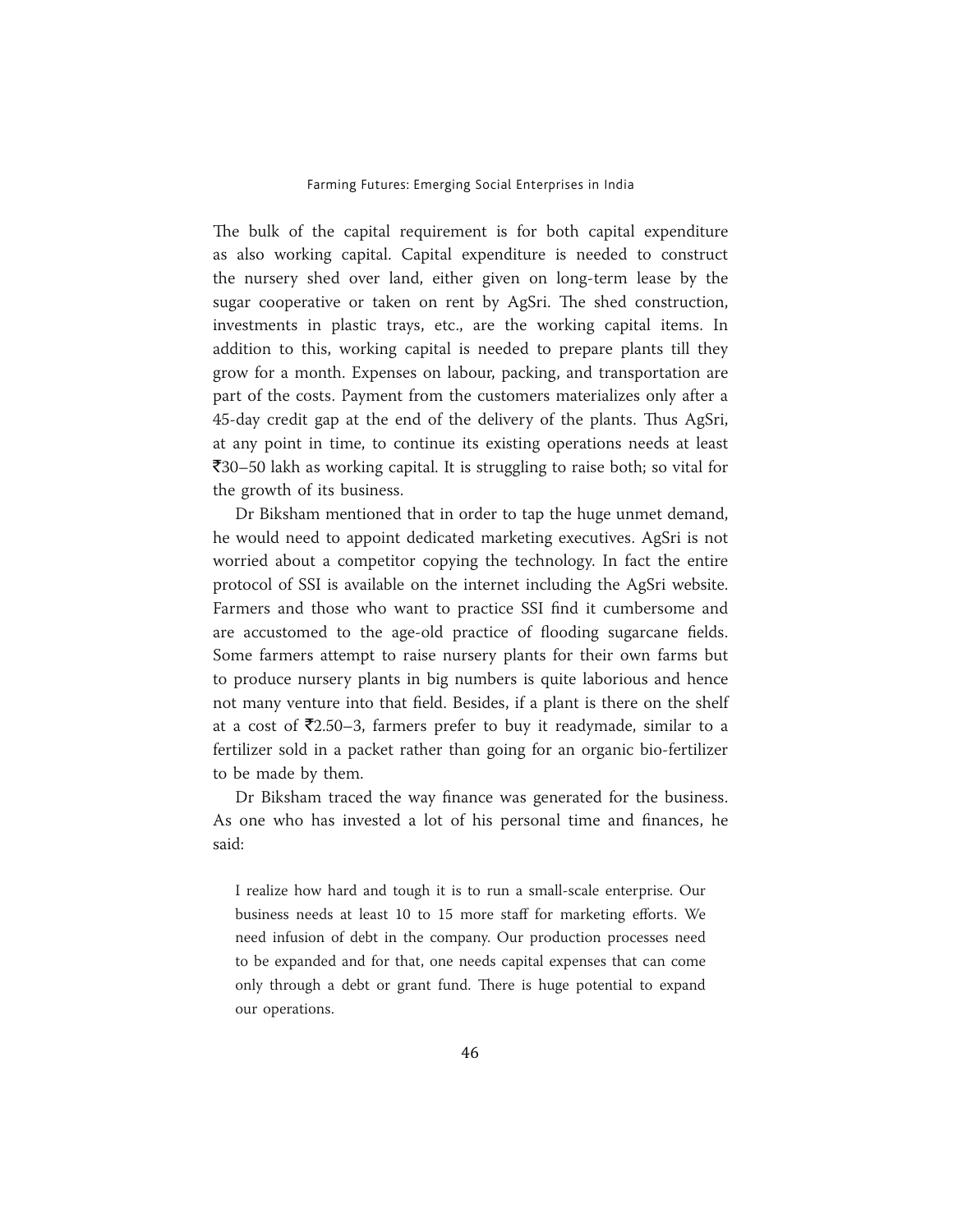The bulk of the capital requirement is for both capital expenditure as also working capital. Capital expenditure is needed to construct the nursery shed over land, either given on long-term lease by the sugar cooperative or taken on rent by AgSri. The shed construction, investments in plastic trays, etc., are the working capital items. In addition to this, working capital is needed to prepare plants till they grow for a month. Expenses on labour, packing, and transportation are part of the costs. Payment from the customers materializes only after a 45-day credit gap at the end of the delivery of the plants. Thus AgSri, at any point in time, to continue its existing operations needs at least ₹30–50 lakh as working capital. It is struggling to raise both; so vital for the growth of its business.

Dr Biksham mentioned that in order to tap the huge unmet demand, he would need to appoint dedicated marketing executives. AgSri is not worried about a competitor copying the technology. In fact the entire protocol of SSI is available on the internet including the AgSri website. Farmers and those who want to practice SSI find it cumbersome and are accustomed to the age-old practice of flooding sugarcane fields. Some farmers attempt to raise nursery plants for their own farms but to produce nursery plants in big numbers is quite laborious and hence not many venture into that field. Besides, if a plant is there on the shelf at a cost of ₹2.50–3, farmers prefer to buy it readymade, similar to a fertilizer sold in a packet rather than going for an organic bio-fertilizer to be made by them.

Dr Biksham traced the way finance was generated for the business. As one who has invested a lot of his personal time and finances, he said:

> I realize how hard and tough it is to run a small-scale enterprise. Our business needs at least 10 to 15 more staff for marketing efforts. We need infusion of debt in the company. Our production processes need to be expanded and for that, one needs capital expenses that can come only through a debt or grant fund. There is huge potential to expand our operations.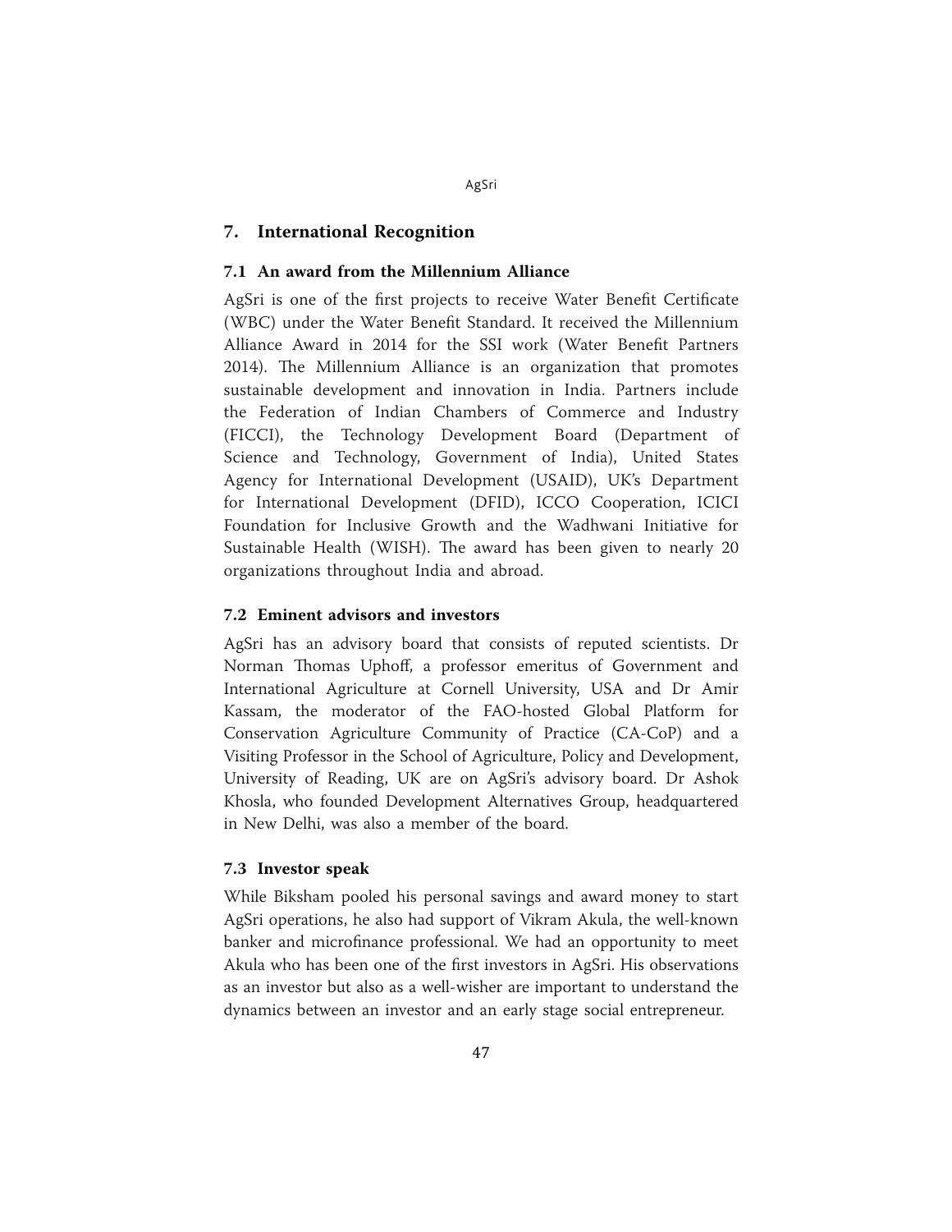## 7. International Recognition

### 7.1 An award from the Millennium Alliance

AgSri is one of the first projects to receive Water Benefit Certificate (WBC) under the Water Benefit Standard. It received the Millennium Alliance Award in 2014 for the SSI work (Water Benefit Partners 2014). The Millennium Alliance is an organization that promotes sustainable development and innovation in India. Partners include the Federation of Indian Chambers of Commerce and Industry (FICCI), the Technology Development Board (Department of Science and Technology, Government of India), United States Agency for International Development (USAID), UK's Department for International Development (DFID), ICCO Cooperation, ICICI Foundation for Inclusive Growth and the Wadhwani Initiative for Sustainable Health (WISH). The award has been given to nearly 20 organizations throughout India and abroad.

### 7.2 Eminent advisors and investors

AgSri has an advisory board that consists of reputed scientists. Dr Norman Thomas Uphoff, a professor emeritus of Government and International Agriculture at Cornell University, USA and Dr Amir Kassam, the moderator of the FAO-hosted Global Platform for Conservation Agriculture Community of Practice (CA-CoP) and a Visiting Professor in the School of Agriculture, Policy and Development, University of Reading, UK are on AgSri's advisory board. Dr Ashok Khosla, who founded Development Alternatives Group, headquartered in New Delhi, was also a member of the board.

### 7.3 Investor speak

While Biksham pooled his personal savings and award money to start AgSri operations, he also had support of Vikram Akula, the well-known banker and microfinance professional. We had an opportunity to meet Akula who has been one of the first investors in AgSri. His observations as an investor but also as a well-wisher are important to understand the dynamics between an investor and an early stage social entrepreneur.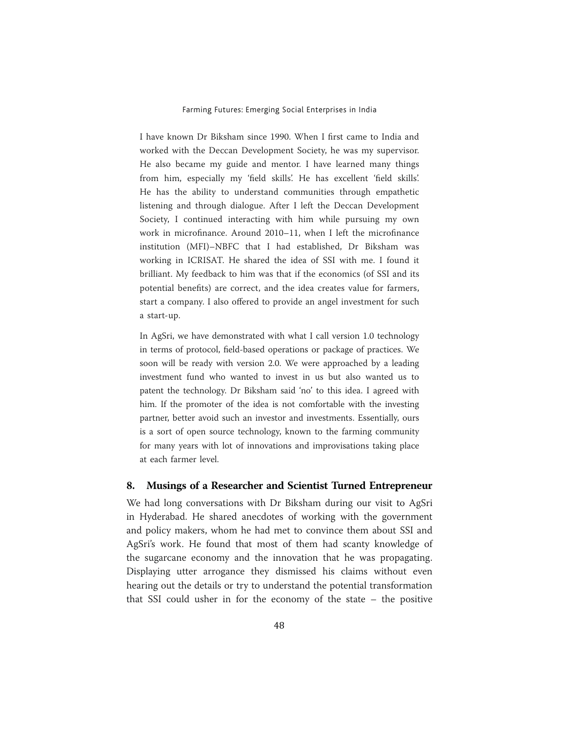I have known Dr Biksham since 1990. When I first came to India and worked with the Deccan Development Society, he was my supervisor. He also became my guide and mentor. I have learned many things from him, especially my 'field skills'. He has excellent 'field skills'. He has the ability to understand communities through empathetic listening and through dialogue. After I left the Deccan Development Society, I continued interacting with him while pursuing my own work in microfinance. Around 2010–11, when I left the microfinance institution (MFI)–NBFC that I had established, Dr Biksham was working in ICRISAT. He shared the idea of SSI with me. I found it brilliant. My feedback to him was that if the economics (of SSI and its potential benefits) are correct, and the idea creates value for farmers, start a company. I also offered to provide an angel investment for such a start-up.

In AgSri, we have demonstrated with what I call version 1.0 technology in terms of protocol, field-based operations or package of practices. We soon will be ready with version 2.0. We were approached by a leading investment fund who wanted to invest in us but also wanted us to patent the technology. Dr Biksham said 'no' to this idea. I agreed with him. If the promoter of the idea is not comfortable with the investing partner, better avoid such an investor and investments. Essentially, ours is a sort of open source technology, known to the farming community for many years with lot of innovations and improvisations taking place at each farmer level.

## 8. Musings of a Researcher and Scientist Turned Entrepreneur

We had long conversations with Dr Biksham during our visit to AgSri in Hyderabad. He shared anecdotes of working with the government and policy makers, whom he had met to convince them about SSI and AgSri's work. He found that most of them had scanty knowledge of the sugarcane economy and the innovation that he was propagating. Displaying utter arrogance they dismissed his claims without even hearing out the details or try to understand the potential transformation that SSI could usher in for the economy of the state – the positive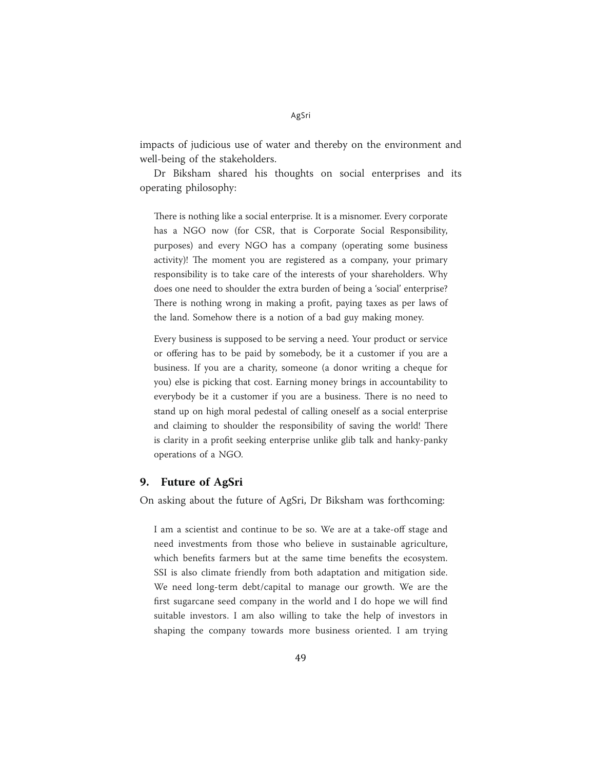impacts of judicious use of water and thereby on the environment and well-being of the stakeholders.

Dr Biksham shared his thoughts on social enterprises and its operating philosophy:

> There is nothing like a social enterprise. It is a misnomer. Every corporate has a NGO now (for CSR, that is Corporate Social Responsibility, purposes) and every NGO has a company (operating some business activity)! The moment you are registered as a company, your primary responsibility is to take care of the interests of your shareholders. Why does one need to shoulder the extra burden of being a 'social' enterprise? There is nothing wrong in making a profit, paying taxes as per laws of the land. Somehow there is a notion of a bad guy making money.
>
> Every business is supposed to be serving a need. Your product or service or offering has to be paid by somebody, be it a customer if you are a business. If you are a charity, someone (a donor writing a cheque for you) else is picking that cost. Earning money brings in accountability to everybody be it a customer if you are a business. There is no need to stand up on high moral pedestal of calling oneself as a social enterprise and claiming to shoulder the responsibility of saving the world! There is clarity in a profit seeking enterprise unlike glib talk and hanky-panky operations of a NGO.

## 9. Future of AgSri

On asking about the future of AgSri, Dr Biksham was forthcoming:

> I am a scientist and continue to be so. We are at a take-off stage and need investments from those who believe in sustainable agriculture, which benefits farmers but at the same time benefits the ecosystem. SSI is also climate friendly from both adaptation and mitigation side. We need long-term debt/capital to manage our growth. We are the first sugarcane seed company in the world and I do hope we will find suitable investors. I am also willing to take the help of investors in shaping the company towards more business oriented. I am trying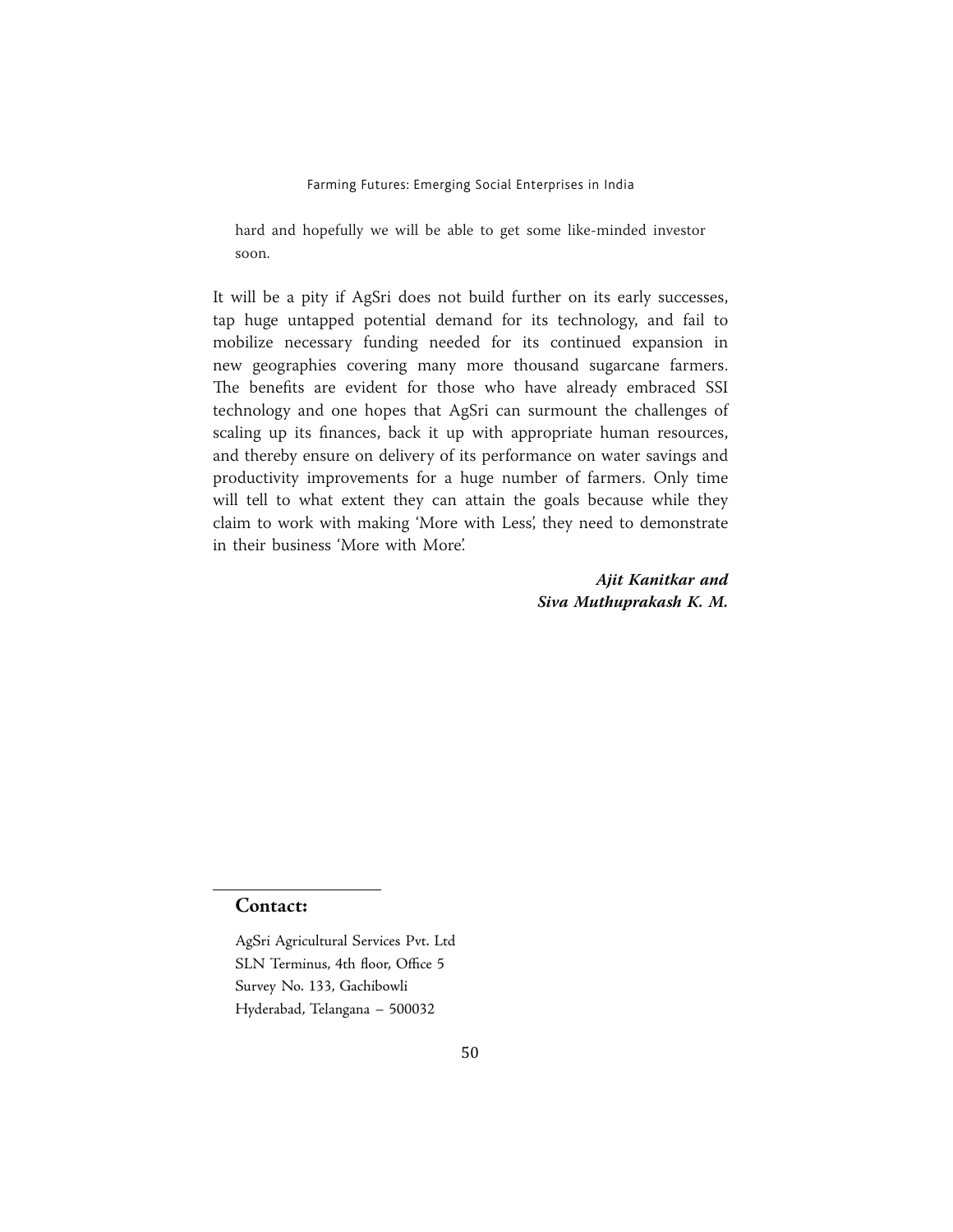hard and hopefully we will be able to get some like-minded investor soon.

It will be a pity if AgSri does not build further on its early successes, tap huge untapped potential demand for its technology, and fail to mobilize necessary funding needed for its continued expansion in new geographies covering many more thousand sugarcane farmers. The benefits are evident for those who have already embraced SSI technology and one hopes that AgSri can surmount the challenges of scaling up its finances, back it up with appropriate human resources, and thereby ensure on delivery of its performance on water savings and productivity improvements for a huge number of farmers. Only time will tell to what extent they can attain the goals because while they claim to work with making 'More with Less', they need to demonstrate in their business 'More with More'.

***Ajit Kanitkar and***
***Siva Muthuprakash K. M.***

---

**Contact:**

AgSri Agricultural Services Pvt. Ltd
SLN Terminus, 4th floor, Office 5
Survey No. 133, Gachibowli
Hyderabad, Telangana – 500032